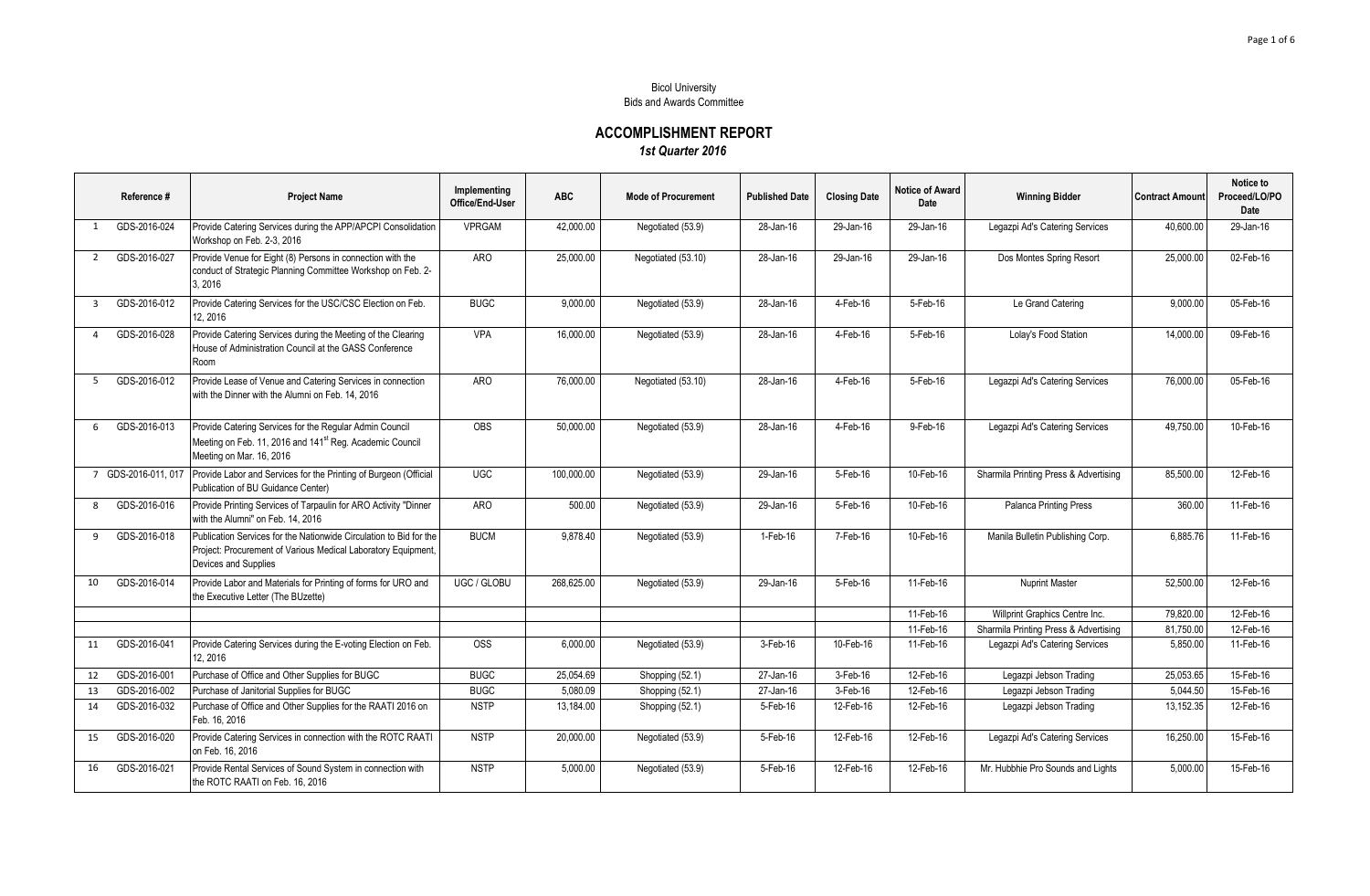Bicol University
Bids and Awards Committee

# ACCOMPLISHMENT REPORT
*1st Quarter 2016*

| | Reference # | Project Name | Implementing Office/End-User | ABC | Mode of Procurement | Published Date | Closing Date | Notice of Award Date | Winning Bidder | Contract Amount | Notice to Proceed/LO/PO Date |
|---|---|---|---|---|---|---|---|---|---|---|---|
| 1 | GDS-2016-024 | Provide Catering Services during the APP/APCPI Consolidation Workshop on Feb. 2-3, 2016 | VPRGAM | 42,000.00 | Negotiated (53.9) | 28-Jan-16 | 29-Jan-16 | 29-Jan-16 | Legazpi Ad's Catering Services | 40,600.00 | 29-Jan-16 |
| 2 | GDS-2016-027 | Provide Venue for Eight (8) Persons in connection with the conduct of Strategic Planning Committee Workshop on Feb. 2-3, 2016 | ARO | 25,000.00 | Negotiated (53.10) | 28-Jan-16 | 29-Jan-16 | 29-Jan-16 | Dos Montes Spring Resort | 25,000.00 | 02-Feb-16 |
| 3 | GDS-2016-012 | Provide Catering Services for the USC/CSC Election on Feb. 12, 2016 | BUGC | 9,000.00 | Negotiated (53.9) | 28-Jan-16 | 4-Feb-16 | 5-Feb-16 | Le Grand Catering | 9,000.00 | 05-Feb-16 |
| 4 | GDS-2016-028 | Provide Catering Services during the Meeting of the Clearing House of Administration Council at the GASS Conference Room | VPA | 16,000.00 | Negotiated (53.9) | 28-Jan-16 | 4-Feb-16 | 5-Feb-16 | Lolay's Food Station | 14,000.00 | 09-Feb-16 |
| 5 | GDS-2016-012 | Provide Lease of Venue and Catering Services in connection with the Dinner with the Alumni on Feb. 14, 2016 | ARO | 76,000.00 | Negotiated (53.10) | 28-Jan-16 | 4-Feb-16 | 5-Feb-16 | Legazpi Ad's Catering Services | 76,000.00 | 05-Feb-16 |
| 6 | GDS-2016-013 | Provide Catering Services for the Regular Admin Council Meeting on Feb. 11, 2016 and 141st Reg. Academic Council Meeting on Mar. 16, 2016 | OBS | 50,000.00 | Negotiated (53.9) | 28-Jan-16 | 4-Feb-16 | 9-Feb-16 | Legazpi Ad's Catering Services | 49,750.00 | 10-Feb-16 |
| 7 | GDS-2016-011, 017 | Provide Labor and Services for the Printing of Burgeon (Official Publication of BU Guidance Center) | UGC | 100,000.00 | Negotiated (53.9) | 29-Jan-16 | 5-Feb-16 | 10-Feb-16 | Sharmila Printing Press & Advertising | 85,500.00 | 12-Feb-16 |
| 8 | GDS-2016-016 | Provide Printing Services of Tarpaulin for ARO Activity "Dinner with the Alumni" on Feb. 14, 2016 | ARO | 500.00 | Negotiated (53.9) | 29-Jan-16 | 5-Feb-16 | 10-Feb-16 | Palanca Printing Press | 360.00 | 11-Feb-16 |
| 9 | GDS-2016-018 | Publication Services for the Nationwide Circulation to Bid for the Project: Procurement of Various Medical Laboratory Equipment, Devices and Supplies | BUCM | 9,878.40 | Negotiated (53.9) | 1-Feb-16 | 7-Feb-16 | 10-Feb-16 | Manila Bulletin Publishing Corp. | 6,885.76 | 11-Feb-16 |
| 10 | GDS-2016-014 | Provide Labor and Materials for Printing of forms for URO and the Executive Letter (The BUzette) | UGC / GLOBU | 268,625.00 | Negotiated (53.9) | 29-Jan-16 | 5-Feb-16 | 11-Feb-16 | Nuprint Master | 52,500.00 | 12-Feb-16 |
| | | | | | | | | 11-Feb-16 | Willprint Graphics Centre Inc. | 79,820.00 | 12-Feb-16 |
| | | | | | | | | 11-Feb-16 | Sharmila Printing Press & Advertising | 81,750.00 | 12-Feb-16 |
| 11 | GDS-2016-041 | Provide Catering Services during the E-voting Election on Feb. 12, 2016 | OSS | 6,000.00 | Negotiated (53.9) | 3-Feb-16 | 10-Feb-16 | 11-Feb-16 | Legazpi Ad's Catering Services | 5,850.00 | 11-Feb-16 |
| 12 | GDS-2016-001 | Purchase of Office and Other Supplies for BUGC | BUGC | 25,054.69 | Shopping (52.1) | 27-Jan-16 | 3-Feb-16 | 12-Feb-16 | Legazpi Jebson Trading | 25,053.65 | 15-Feb-16 |
| 13 | GDS-2016-002 | Purchase of Janitorial Supplies for BUGC | BUGC | 5,080.09 | Shopping (52.1) | 27-Jan-16 | 3-Feb-16 | 12-Feb-16 | Legazpi Jebson Trading | 5,044.50 | 15-Feb-16 |
| 14 | GDS-2016-032 | Purchase of Office and Other Supplies for the RAATI 2016 on Feb. 16, 2016 | NSTP | 13,184.00 | Shopping (52.1) | 5-Feb-16 | 12-Feb-16 | 12-Feb-16 | Legazpi Jebson Trading | 13,152.35 | 12-Feb-16 |
| 15 | GDS-2016-020 | Provide Catering Services in connection with the ROTC RAATI on Feb. 16, 2016 | NSTP | 20,000.00 | Negotiated (53.9) | 5-Feb-16 | 12-Feb-16 | 12-Feb-16 | Legazpi Ad's Catering Services | 16,250.00 | 15-Feb-16 |
| 16 | GDS-2016-021 | Provide Rental Services of Sound System in connection with the ROTC RAATI on Feb. 16, 2016 | NSTP | 5,000.00 | Negotiated (53.9) | 5-Feb-16 | 12-Feb-16 | 12-Feb-16 | Mr. Hubbhie Pro Sounds and Lights | 5,000.00 | 15-Feb-16 |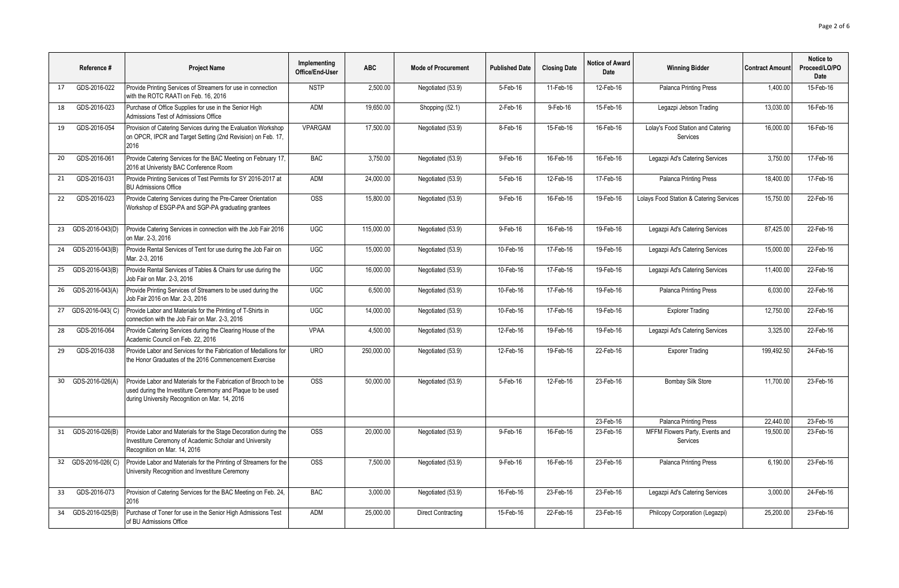| | Reference # | Project Name | Implementing Office/End-User | ABC | Mode of Procurement | Published Date | Closing Date | Notice of Award Date | Winning Bidder | Contract Amount | Notice to Proceed/LO/PO Date |
|---|---|---|---|---|---|---|---|---|---|---|---|
| 17 | GDS-2016-022 | Provide Printing Services of Streamers for use in connection with the ROTC RAATI on Feb. 16, 2016 | NSTP | 2,500.00 | Negotiated (53.9) | 5-Feb-16 | 11-Feb-16 | 12-Feb-16 | Palanca Printing Press | 1,400.00 | 15-Feb-16 |
| 18 | GDS-2016-023 | Purchase of Office Supplies for use in the Senior High Admissions Test of Admissions Office | ADM | 19,650.00 | Shopping (52.1) | 2-Feb-16 | 9-Feb-16 | 15-Feb-16 | Legazpi Jebson Trading | 13,030.00 | 16-Feb-16 |
| 19 | GDS-2016-054 | Provision of Catering Services during the Evaluation Workshop on OPCR, IPCR and Target Setting (2nd Revision) on Feb. 17, 2016 | VPARGAM | 17,500.00 | Negotiated (53.9) | 8-Feb-16 | 15-Feb-16 | 16-Feb-16 | Lolay's Food Station and Catering Services | 16,000.00 | 16-Feb-16 |
| 20 | GDS-2016-061 | Provide Catering Services for the BAC Meeting on February 17, 2016 at Univeristy BAC Conference Room | BAC | 3,750.00 | Negotiated (53.9) | 9-Feb-16 | 16-Feb-16 | 16-Feb-16 | Legazpi Ad's Catering Services | 3,750.00 | 17-Feb-16 |
| 21 | GDS-2016-031 | Provide Printing Services of Test Permits for SY 2016-2017 at BU Admissions Office | ADM | 24,000.00 | Negotiated (53.9) | 5-Feb-16 | 12-Feb-16 | 17-Feb-16 | Palanca Printing Press | 18,400.00 | 17-Feb-16 |
| 22 | GDS-2016-023 | Provide Catering Services during the Pre-Career Orientation Workshop of ESGP-PA and SGP-PA graduating grantees | OSS | 15,800.00 | Negotiated (53.9) | 9-Feb-16 | 16-Feb-16 | 19-Feb-16 | Lolays Food Station & Catering Services | 15,750.00 | 22-Feb-16 |
| 23 | GDS-2016-043(D) | Provide Catering Services in connection with the Job Fair 2016 on Mar. 2-3, 2016 | UGC | 115,000.00 | Negotiated (53.9) | 9-Feb-16 | 16-Feb-16 | 19-Feb-16 | Legazpi Ad's Catering Services | 87,425.00 | 22-Feb-16 |
| 24 | GDS-2016-043(B) | Provide Rental Services of Tent for use during the Job Fair on Mar. 2-3, 2016 | UGC | 15,000.00 | Negotiated (53.9) | 10-Feb-16 | 17-Feb-16 | 19-Feb-16 | Legazpi Ad's Catering Services | 15,000.00 | 22-Feb-16 |
| 25 | GDS-2016-043(B) | Provide Rental Services of Tables & Chairs for use during the Job Fair on Mar. 2-3, 2016 | UGC | 16,000.00 | Negotiated (53.9) | 10-Feb-16 | 17-Feb-16 | 19-Feb-16 | Legazpi Ad's Catering Services | 11,400.00 | 22-Feb-16 |
| 26 | GDS-2016-043(A) | Provide Printing Services of Streamers to be used during the Job Fair 2016 on Mar. 2-3, 2016 | UGC | 6,500.00 | Negotiated (53.9) | 10-Feb-16 | 17-Feb-16 | 19-Feb-16 | Palanca Printing Press | 6,030.00 | 22-Feb-16 |
| 27 | GDS-2016-043( C) | Provide Labor and Materials for the Printing of T-Shirts in connection with the Job Fair on Mar. 2-3, 2016 | UGC | 14,000.00 | Negotiated (53.9) | 10-Feb-16 | 17-Feb-16 | 19-Feb-16 | Explorer Trading | 12,750.00 | 22-Feb-16 |
| 28 | GDS-2016-064 | Provide Catering Services during the Clearing House of the Academic Council on Feb. 22, 2016 | VPAA | 4,500.00 | Negotiated (53.9) | 12-Feb-16 | 19-Feb-16 | 19-Feb-16 | Legazpi Ad's Catering Services | 3,325.00 | 22-Feb-16 |
| 29 | GDS-2016-038 | Provide Labor and Services for the Fabrication of Medallions for the Honor Graduates of the 2016 Commencement Exercise | URO | 250,000.00 | Negotiated (53.9) | 12-Feb-16 | 19-Feb-16 | 22-Feb-16 | Exporer Trading | 199,492.50 | 24-Feb-16 |
| 30 | GDS-2016-026(A) | Provide Labor and Materials for the Fabrication of Brooch to be used during the Investiture Ceremony and Plaque to be used during University Recognition on Mar. 14, 2016 | OSS | 50,000.00 | Negotiated (53.9) | 5-Feb-16 | 12-Feb-16 | 23-Feb-16 | Bombay Silk Store | 11,700.00 | 23-Feb-16 |
| | | | | | | | | 23-Feb-16 | Palanca Printing Press | 22,440.00 | 23-Feb-16 |
| 31 | GDS-2016-026(B) | Provide Labor and Materials for the Stage Decoration during the Investiture Ceremony of Academic Scholar and University Recognition on Mar. 14, 2016 | OSS | 20,000.00 | Negotiated (53.9) | 9-Feb-16 | 16-Feb-16 | 23-Feb-16 | MFFM Flowers Party, Events and Services | 19,500.00 | 23-Feb-16 |
| 32 | GDS-2016-026( C) | Provide Labor and Materials for the Printing of Streamers for the University Recognition and Investiture Ceremony | OSS | 7,500.00 | Negotiated (53.9) | 9-Feb-16 | 16-Feb-16 | 23-Feb-16 | Palanca Printing Press | 6,190.00 | 23-Feb-16 |
| 33 | GDS-2016-073 | Provision of Catering Services for the BAC Meeting on Feb. 24, 2016 | BAC | 3,000.00 | Negotiated (53.9) | 16-Feb-16 | 23-Feb-16 | 23-Feb-16 | Legazpi Ad's Catering Services | 3,000.00 | 24-Feb-16 |
| 34 | GDS-2016-025(B) | Purchase of Toner for use in the Senior High Admissions Test of BU Admissions Office | ADM | 25,000.00 | Direct Contracting | 15-Feb-16 | 22-Feb-16 | 23-Feb-16 | Philcopy Corporation (Legazpi) | 25,200.00 | 23-Feb-16 |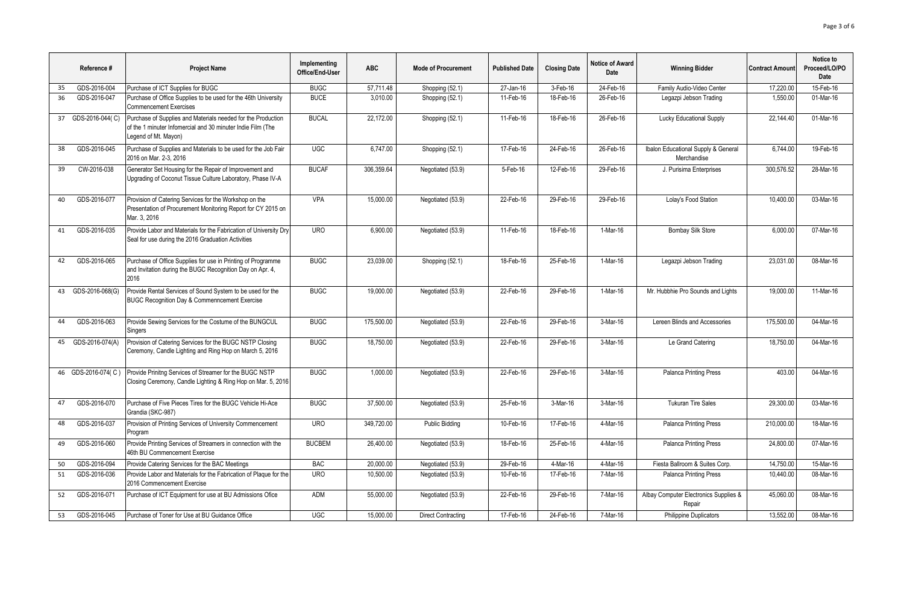| | Reference # | Project Name | Implementing Office/End-User | ABC | Mode of Procurement | Published Date | Closing Date | Notice of Award Date | Winning Bidder | Contract Amount | Notice to Proceed/LO/PO Date |
|---|---|---|---|---|---|---|---|---|---|---|---|
| 35 | GDS-2016-004 | Purchase of ICT Supplies for BUGC | BUGC | 57,711.48 | Shopping (52.1) | 27-Jan-16 | 3-Feb-16 | 24-Feb-16 | Family Audio-Video Center | 17,220.00 | 15-Feb-16 |
| 36 | GDS-2016-047 | Purchase of Office Supplies to be used for the 46th University Commencement Exercises | BUCE | 3,010.00 | Shopping (52.1) | 11-Feb-16 | 18-Feb-16 | 26-Feb-16 | Legazpi Jebson Trading | 1,550.00 | 01-Mar-16 |
| 37 | GDS-2016-044( C) | Purchase of Supplies and Materials needed for the Production of the 1 minuter Infomercial and 30 minuter Indie Film (The Legend of Mt. Mayon) | BUCAL | 22,172.00 | Shopping (52.1) | 11-Feb-16 | 18-Feb-16 | 26-Feb-16 | Lucky Educational Supply | 22,144.40 | 01-Mar-16 |
| 38 | GDS-2016-045 | Purchase of Supplies and Materials to be used for the Job Fair 2016 on Mar. 2-3, 2016 | UGC | 6,747.00 | Shopping (52.1) | 17-Feb-16 | 24-Feb-16 | 26-Feb-16 | Ibalon Educational Supply & General Merchandise | 6,744.00 | 19-Feb-16 |
| 39 | CW-2016-038 | Generator Set Housing for the Repair of Improvement and Upgrading of Coconut Tissue Culture Laboratory, Phase IV-A | BUCAF | 306,359.64 | Negotiated (53.9) | 5-Feb-16 | 12-Feb-16 | 29-Feb-16 | J. Purisima Enterprises | 300,576.52 | 28-Mar-16 |
| 40 | GDS-2016-077 | Provision of Catering Services for the Workshop on the Presentation of Procurement Monitoring Report for CY 2015 on Mar. 3, 2016 | VPA | 15,000.00 | Negotiated (53.9) | 22-Feb-16 | 29-Feb-16 | 29-Feb-16 | Lolay's Food Station | 10,400.00 | 03-Mar-16 |
| 41 | GDS-2016-035 | Provide Labor and Materials for the Fabrication of University Dry Seal for use during the 2016 Graduation Activities | URO | 6,900.00 | Negotiated (53.9) | 11-Feb-16 | 18-Feb-16 | 1-Mar-16 | Bombay Silk Store | 6,000.00 | 07-Mar-16 |
| 42 | GDS-2016-065 | Purchase of Office Supplies for use in Printing of Programme and Invitation during the BUGC Recognition Day on Apr. 4, 2016 | BUGC | 23,039.00 | Shopping (52.1) | 18-Feb-16 | 25-Feb-16 | 1-Mar-16 | Legazpi Jebson Trading | 23,031.00 | 08-Mar-16 |
| 43 | GDS-2016-068(G) | Provide Rental Services of Sound System to be used for the BUGC Recognition Day & Commenncement Exercise | BUGC | 19,000.00 | Negotiated (53.9) | 22-Feb-16 | 29-Feb-16 | 1-Mar-16 | Mr. Hubbhie Pro Sounds and Lights | 19,000.00 | 11-Mar-16 |
| 44 | GDS-2016-063 | Provide Sewing Services for the Costume of the BUNGCUL Singers | BUGC | 175,500.00 | Negotiated (53.9) | 22-Feb-16 | 29-Feb-16 | 3-Mar-16 | Lereen Blinds and Accessories | 175,500.00 | 04-Mar-16 |
| 45 | GDS-2016-074(A) | Provision of Catering Services for the BUGC NSTP Closing Ceremony, Candle Lighting and Ring Hop on March 5, 2016 | BUGC | 18,750.00 | Negotiated (53.9) | 22-Feb-16 | 29-Feb-16 | 3-Mar-16 | Le Grand Catering | 18,750.00 | 04-Mar-16 |
| 46 | GDS-2016-074( C ) | Provide Prinitng Services of Streamer for the BUGC NSTP Closing Ceremony, Candle Lighting & Ring Hop on Mar. 5, 2016 | BUGC | 1,000.00 | Negotiated (53.9) | 22-Feb-16 | 29-Feb-16 | 3-Mar-16 | Palanca Printing Press | 403.00 | 04-Mar-16 |
| 47 | GDS-2016-070 | Purchase of Five Pieces Tires for the BUGC Vehicle Hi-Ace Grandia (SKC-987) | BUGC | 37,500.00 | Negotiated (53.9) | 25-Feb-16 | 3-Mar-16 | 3-Mar-16 | Tukuran Tire Sales | 29,300.00 | 03-Mar-16 |
| 48 | GDS-2016-037 | Provision of Printing Services of University Commencement Program | URO | 349,720.00 | Public Bidding | 10-Feb-16 | 17-Feb-16 | 4-Mar-16 | Palanca Printing Press | 210,000.00 | 18-Mar-16 |
| 49 | GDS-2016-060 | Provide Printing Services of Streamers in connection with the 46th BU Commencement Exercise | BUCBEM | 26,400.00 | Negotiated (53.9) | 18-Feb-16 | 25-Feb-16 | 4-Mar-16 | Palanca Printing Press | 24,800.00 | 07-Mar-16 |
| 50 | GDS-2016-094 | Provide Catering Services for the BAC Meetings | BAC | 20,000.00 | Negotiated (53.9) | 29-Feb-16 | 4-Mar-16 | 4-Mar-16 | Fiesta Ballroom & Suites Corp. | 14,750.00 | 15-Mar-16 |
| 51 | GDS-2016-036 | Provide Labor and Materials for the Fabrication of Plaque for the 2016 Commencement Exercise | URO | 10,500.00 | Negotiated (53.9) | 10-Feb-16 | 17-Feb-16 | 7-Mar-16 | Palanca Printing Press | 10,440.00 | 08-Mar-16 |
| 52 | GDS-2016-071 | Purchase of ICT Equipment for use at BU Admissions Ofice | ADM | 55,000.00 | Negotiated (53.9) | 22-Feb-16 | 29-Feb-16 | 7-Mar-16 | Albay Computer Electronics Supplies & Repair | 45,060.00 | 08-Mar-16 |
| 53 | GDS-2016-045 | Purchase of Toner for Use at BU Guidance Office | UGC | 15,000.00 | Direct Contracting | 17-Feb-16 | 24-Feb-16 | 7-Mar-16 | Philippine Duplicators | 13,552.00 | 08-Mar-16 |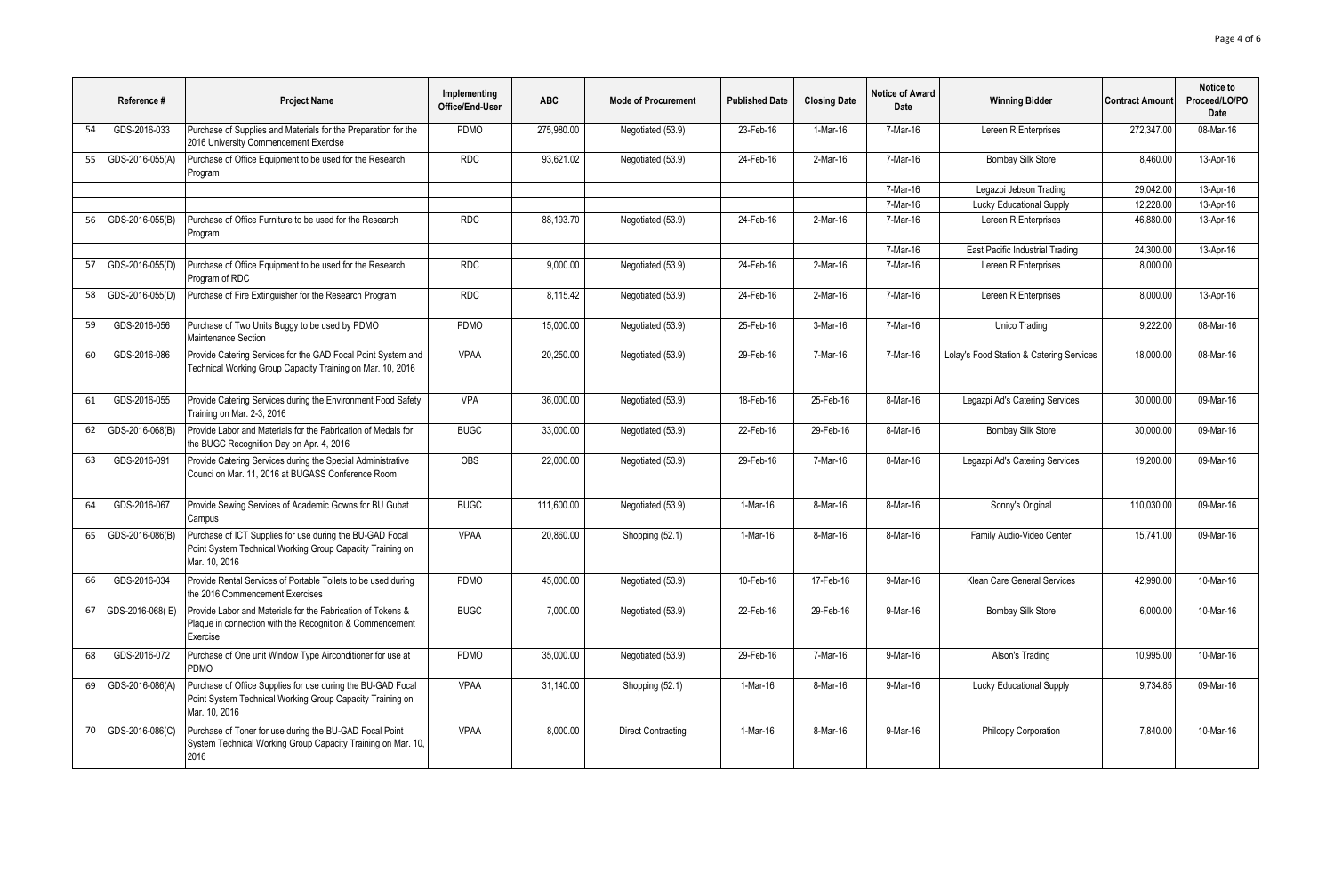| | Reference # | Project Name | Implementing Office/End-User | ABC | Mode of Procurement | Published Date | Closing Date | Notice of Award Date | Winning Bidder | Contract Amount | Notice to Proceed/LO/PO Date |
|---|---|---|---|---|---|---|---|---|---|---|---|
| 54 | GDS-2016-033 | Purchase of Supplies and Materials for the Preparation for the 2016 University Commencement Exercise | PDMO | 275,980.00 | Negotiated (53.9) | 23-Feb-16 | 1-Mar-16 | 7-Mar-16 | Lereen R Enterprises | 272,347.00 | 08-Mar-16 |
| 55 | GDS-2016-055(A) | Purchase of Office Equipment to be used for the Research Program | RDC | 93,621.02 | Negotiated (53.9) | 24-Feb-16 | 2-Mar-16 | 7-Mar-16 | Bombay Silk Store | 8,460.00 | 13-Apr-16 |
| | | | | | | | | 7-Mar-16 | Legazpi Jebson Trading | 29,042.00 | 13-Apr-16 |
| | | | | | | | | 7-Mar-16 | Lucky Educational Supply | 12,228.00 | 13-Apr-16 |
| 56 | GDS-2016-055(B) | Purchase of Office Furniture to be used for the Research Program | RDC | 88,193.70 | Negotiated (53.9) | 24-Feb-16 | 2-Mar-16 | 7-Mar-16 | Lereen R Enterprises | 46,880.00 | 13-Apr-16 |
| | | | | | | | | 7-Mar-16 | East Pacific Industrial Trading | 24,300.00 | 13-Apr-16 |
| 57 | GDS-2016-055(D) | Purchase of Office Equipment to be used for the Research Program of RDC | RDC | 9,000.00 | Negotiated (53.9) | 24-Feb-16 | 2-Mar-16 | 7-Mar-16 | Lereen R Enterprises | 8,000.00 | |
| 58 | GDS-2016-055(D) | Purchase of Fire Extinguisher for the Research Program | RDC | 8,115.42 | Negotiated (53.9) | 24-Feb-16 | 2-Mar-16 | 7-Mar-16 | Lereen R Enterprises | 8,000.00 | 13-Apr-16 |
| 59 | GDS-2016-056 | Purchase of Two Units Buggy to be used by PDMO Maintenance Section | PDMO | 15,000.00 | Negotiated (53.9) | 25-Feb-16 | 3-Mar-16 | 7-Mar-16 | Unico Trading | 9,222.00 | 08-Mar-16 |
| 60 | GDS-2016-086 | Provide Catering Services for the GAD Focal Point System and Technical Working Group Capacity Training on Mar. 10, 2016 | VPAA | 20,250.00 | Negotiated (53.9) | 29-Feb-16 | 7-Mar-16 | 7-Mar-16 | Lolay's Food Station & Catering Services | 18,000.00 | 08-Mar-16 |
| 61 | GDS-2016-055 | Provide Catering Services during the Environment Food Safety Training on Mar. 2-3, 2016 | VPA | 36,000.00 | Negotiated (53.9) | 18-Feb-16 | 25-Feb-16 | 8-Mar-16 | Legazpi Ad's Catering Services | 30,000.00 | 09-Mar-16 |
| 62 | GDS-2016-068(B) | Provide Labor and Materials for the Fabrication of Medals for the BUGC Recognition Day on Apr. 4, 2016 | BUGC | 33,000.00 | Negotiated (53.9) | 22-Feb-16 | 29-Feb-16 | 8-Mar-16 | Bombay Silk Store | 30,000.00 | 09-Mar-16 |
| 63 | GDS-2016-091 | Provide Catering Services during the Special Administrative Counci on Mar. 11, 2016 at BUGASS Conference Room | OBS | 22,000.00 | Negotiated (53.9) | 29-Feb-16 | 7-Mar-16 | 8-Mar-16 | Legazpi Ad's Catering Services | 19,200.00 | 09-Mar-16 |
| 64 | GDS-2016-067 | Provide Sewing Services of Academic Gowns for BU Gubat Campus | BUGC | 111,600.00 | Negotiated (53.9) | 1-Mar-16 | 8-Mar-16 | 8-Mar-16 | Sonny's Original | 110,030.00 | 09-Mar-16 |
| 65 | GDS-2016-086(B) | Purchase of ICT Supplies for use during the BU-GAD Focal Point System Technical Working Group Capacity Training on Mar. 10, 2016 | VPAA | 20,860.00 | Shopping (52.1) | 1-Mar-16 | 8-Mar-16 | 8-Mar-16 | Family Audio-Video Center | 15,741.00 | 09-Mar-16 |
| 66 | GDS-2016-034 | Provide Rental Services of Portable Toilets to be used during the 2016 Commencement Exercises | PDMO | 45,000.00 | Negotiated (53.9) | 10-Feb-16 | 17-Feb-16 | 9-Mar-16 | Klean Care General Services | 42,990.00 | 10-Mar-16 |
| 67 | GDS-2016-068( E) | Provide Labor and Materials for the Fabrication of Tokens & Plaque in connection with the Recognition & Commencement Exercise | BUGC | 7,000.00 | Negotiated (53.9) | 22-Feb-16 | 29-Feb-16 | 9-Mar-16 | Bombay Silk Store | 6,000.00 | 10-Mar-16 |
| 68 | GDS-2016-072 | Purchase of One unit Window Type Airconditioner for use at PDMO | PDMO | 35,000.00 | Negotiated (53.9) | 29-Feb-16 | 7-Mar-16 | 9-Mar-16 | Alson's Trading | 10,995.00 | 10-Mar-16 |
| 69 | GDS-2016-086(A) | Purchase of Office Supplies for use during the BU-GAD Focal Point System Technical Working Group Capacity Training on Mar. 10, 2016 | VPAA | 31,140.00 | Shopping (52.1) | 1-Mar-16 | 8-Mar-16 | 9-Mar-16 | Lucky Educational Supply | 9,734.85 | 09-Mar-16 |
| 70 | GDS-2016-086(C) | Purchase of Toner for use during the BU-GAD Focal Point System Technical Working Group Capacity Training on Mar. 10, 2016 | VPAA | 8,000.00 | Direct Contracting | 1-Mar-16 | 8-Mar-16 | 9-Mar-16 | Philcopy Corporation | 7,840.00 | 10-Mar-16 |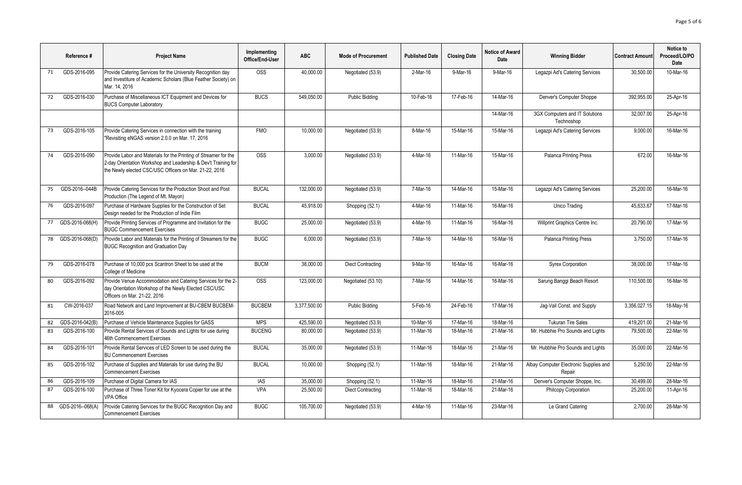| | Reference # | Project Name | Implementing Office/End-User | ABC | Mode of Procurement | Published Date | Closing Date | Notice of Award Date | Winning Bidder | Contract Amount | Notice to Proceed/LO/PO Date |
|---|---|---|---|---|---|---|---|---|---|---|---|
| 71 | GDS-2016-095 | Provide Catering Services for the University Recognition day and Investiture of Academic Scholars (Blue Feather Society) on Mar. 14, 2016 | OSS | 40,000.00 | Negotiated (53.9) | 2-Mar-16 | 9-Mar-16 | 9-Mar-16 | Legazpi Ad's Catering Services | 30,500.00 | 10-Mar-16 |
| 72 | GDS-2016-030 | Purchase of Miscellaneous ICT Equipment and Devices for BUCS Computer Laboratory | BUCS | 549,050.00 | Public Bidding | 10-Feb-16 | 17-Feb-16 | 14-Mar-16 | Denver's Computer Shoppe | 392,955.00 | 25-Apr-16 |
| | | | | | | | | 14-Mar-16 | 3GX Computers and IT Solutions Technoshop | 32,007.00 | 25-Apr-16 |
| 73 | GDS-2016-105 | Provide Catering Services in connection with the training "Revisiting eNGAS version 2.0.0 on Mar. 17, 2016 | FMO | 10,000.00 | Negotiated (53.9) | 8-Mar-16 | 15-Mar-16 | 15-Mar-16 | Legazpi Ad's Catering Services | 9,000.00 | 16-Mar-16 |
| 74 | GDS-2016-090 | Provide Labor and Materials for the Printing of Streamer for the 2-day Orientation Workshop and Leadership & Dev't Training for the Newly elected CSC/USC Officers on Mar. 21-22, 2016 | OSS | 3,000.00 | Negotiated (53.9) | 4-Mar-16 | 11-Mar-16 | 15-Mar-16 | Palanca Printing Press | 672.00 | 16-Mar-16 |
| 75 | GDS-2016--044B | Provide Catering Services for the Production Shoot and Post Production (The Legend of Mt. Mayon) | BUCAL | 132,000.00 | Negotiated (53.9) | 7-Mar-16 | 14-Mar-16 | 15-Mar-16 | Legazpi Ad's Catering Services | 25,200.00 | 16-Mar-16 |
| 76 | GDS-2016-097 | Purchase of Hardware Supplies for the Construction of Set Design needed for the Production of Indie Film | BUCAL | 45,918.00 | Shopping (52.1) | 4-Mar-16 | 11-Mar-16 | 16-Mar-16 | Unico Trading | 45,633.67 | 17-Mar-16 |
| 77 | GDS-2016-068(H) | Provide Printing Services of Programme and Invitation for the BUGC Commencement Exercises | BUGC | 25,000.00 | Negotiated (53.9) | 4-Mar-16 | 11-Mar-16 | 16-Mar-16 | Willprint Graphics Centre Inc. | 20,790.00 | 17-Mar-16 |
| 78 | GDS-2016-068(D) | Provide Labor and Materials for the Printing of Streamers for the BUGC Recognition and Graduation Day | BUGC | 6,000.00 | Negotiated (53.9) | 7-Mar-16 | 14-Mar-16 | 16-Mar-16 | Palanca Printing Press | 3,750.00 | 17-Mar-16 |
| 79 | GDS-2016-078 | Purchase of 10,000 pcs Scantron Sheet to be used at the College of Medicine | BUCM | 38,000.00 | Diect Contracting | 9-Mar-16 | 16-Mar-16 | 16-Mar-16 | Syrex Corporation | 38,000.00 | 17-Mar-16 |
| 80 | GDS-2016-092 | Provide Venue Accommodation and Catering Services for the 2-day Orientation Workshop of the Newly Elected CSC/USC Officers on Mar. 21-22, 2016 | OSS | 123,000.00 | Negotiated (53.10) | 7-Mar-16 | 14-Mar-16 | 16-Mar-16 | Sarung Banggi Beach Resort | 110,500.00 | 16-Mar-16 |
| 81 | CW-2016-037 | Road Network and Land Improvement at BU-CBEM BUCBEM-2016-005 | BUCBEM | 3,377,500.00 | Public Bidding | 5-Feb-16 | 24-Feb-16 | 17-Mar-16 | Jag-Vail Const. and Supply | 3,356,027.15 | 18-May-16 |
| 82 | GDS-2016-042(B) | Purchase of Vehicle Maintenance Supplies for GASS | MPS | 425,590.00 | Negotiated (53.9) | 10-Mar-16 | 17-Mar-16 | 18-Mar-16 | Tukuran Tire Sales | 419,201.00 | 21-Mar-16 |
| 83 | GDS-2016-100 | Provide Rental Services of Sounds and Lights for use during 46th Commencement Exercises | BUCENG | 80,000.00 | Negotiated (53.9) | 11-Mar-16 | 18-Mar-16 | 21-Mar-16 | Mr. Hubbhie Pro Sounds and Lights | 79,500.00 | 22-Mar-16 |
| 84 | GDS-2016-101 | Provide Rental Services of LED Screen to be used during the BU Commencement Exercises | BUCAL | 35,000.00 | Negotiated (53.9) | 11-Mar-16 | 18-Mar-16 | 21-Mar-16 | Mr. Hubbhie Pro Sounds and Lights | 35,000.00 | 22-Mar-16 |
| 85 | GDS-2016-102 | Purchase of Supplies and Materials for use during the BU Commencement Exercises | BUCAL | 10,000.00 | Shopping (52.1) | 11-Mar-16 | 18-Mar-16 | 21-Mar-16 | Albay Computer Electronic Supplies and Repair | 5,250.00 | 22-Mar-16 |
| 86 | GDS-2016-109 | Purchase of Digital Camera for IAS | IAS | 35,000.00 | Shopping (52.1) | 11-Mar-16 | 18-Mar-16 | 21-Mar-16 | Denver's Computer Shoppe, Inc. | 30,499.00 | 28-Mar-16 |
| 87 | GDS-2016-100 | Purchase of Three Toner Kit for Kyocera Copier for use at the VPA Office | VPA | 25,500.00 | Diect Contracting | 11-Mar-16 | 18-Mar-16 | 21-Mar-16 | Philcopy Corporation | 25,200.00 | 11-Apr-16 |
| 88 | GDS-2016--068(A) | Provide Catering Services for the BUGC Recognition Day and Commencement Exercises | BUGC | 105,700.00 | Negotiated (53.9) | 4-Mar-16 | 11-Mar-16 | 23-Mar-16 | Le Grand Catering | 2,700.00 | 28-Mar-16 |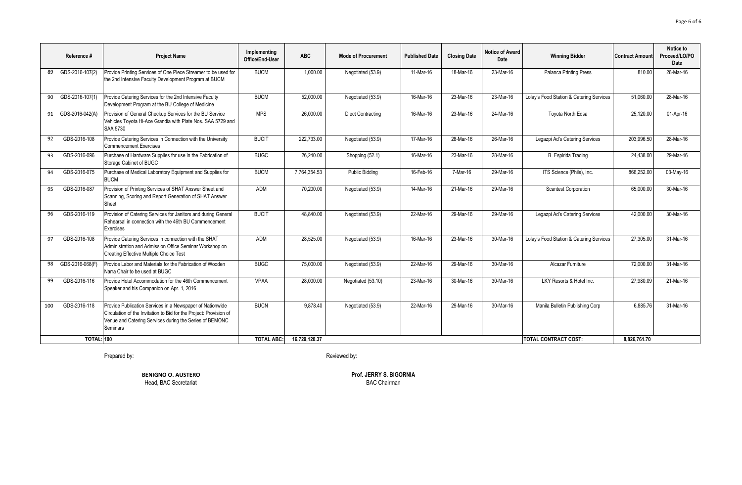| | Reference # | Project Name | Implementing Office/End-User | ABC | Mode of Procurement | Published Date | Closing Date | Notice of Award Date | Winning Bidder | Contract Amount | Notice to Proceed/LO/PO Date |
|---|---|---|---|---|---|---|---|---|---|---|---|
| 89 | GDS-2016-107(2) | Provide Printing Services of One Piece Streamer to be used for the 2nd Intensive Faculty Development Program at BUCM | BUCM | 1,000.00 | Negotiated (53.9) | 11-Mar-16 | 18-Mar-16 | 23-Mar-16 | Palanca Printing Press | 810.00 | 28-Mar-16 |
| 90 | GDS-2016-107(1) | Provide Catering Services for the 2nd Intensive Faculty Development Program at the BU College of Medicine | BUCM | 52,000.00 | Negotiated (53.9) | 16-Mar-16 | 23-Mar-16 | 23-Mar-16 | Lolay's Food Station & Catering Services | 51,060.00 | 28-Mar-16 |
| 91 | GDS-2016-042(A) | Provision of General Checkup Services for the BU Service Vehicles Toyota Hi-Ace Grandia with Plate Nos. SAA 5729 and SAA 5730 | MPS | 26,000.00 | Diect Contracting | 16-Mar-16 | 23-Mar-16 | 24-Mar-16 | Toyota North Edsa | 25,120.00 | 01-Apr-16 |
| 92 | GDS-2016-108 | Provide Catering Services in Connection with the University Commencement Exercises | BUCIT | 222,733.00 | Negotiated (53.9) | 17-Mar-16 | 28-Mar-16 | 26-Mar-16 | Legazpi Ad's Catering Services | 203,996.50 | 28-Mar-16 |
| 93 | GDS-2016-096 | Purchase of Hardware Supplies for use in the Fabrication of Storage Cabinet of BUGC | BUGC | 26,240.00 | Shopping (52.1) | 16-Mar-16 | 23-Mar-16 | 28-Mar-16 | B. Espirida Trading | 24,438.00 | 29-Mar-16 |
| 94 | GDS-2016-075 | Purchase of Medical Laboratory Equipment and Supplies for BUCM | BUCM | 7,764,354.53 | Public Bidding | 16-Feb-16 | 7-Mar-16 | 29-Mar-16 | ITS Science (Phils), Inc. | 866,252.00 | 03-May-16 |
| 95 | GDS-2016-087 | Provision of Printing Services of SHAT Answer Sheet and Scanning, Scoring and Report Generation of SHAT Answer Sheet | ADM | 70,200.00 | Negotiated (53.9) | 14-Mar-16 | 21-Mar-16 | 29-Mar-16 | Scantest Corporation | 65,000.00 | 30-Mar-16 |
| 96 | GDS-2016-119 | Provision of Catering Services for Janitors and during General Rehearsal in connection with the 46th BU Commencement Exercises | BUCIT | 48,840.00 | Negotiated (53.9) | 22-Mar-16 | 29-Mar-16 | 29-Mar-16 | Legazpi Ad's Catering Services | 42,000.00 | 30-Mar-16 |
| 97 | GDS-2016-108 | Provide Catering Services in connection with the SHAT Administration and Admission Office Seminar Workshop on Creating Effective Multiple Choice Test | ADM | 28,525.00 | Negotiated (53.9) | 16-Mar-16 | 23-Mar-16 | 30-Mar-16 | Lolay's Food Station & Catering Services | 27,305.00 | 31-Mar-16 |
| 98 | GDS-2016-068(F) | Provide Labor and Materials for the Fabrication of Wooden Narra Chair to be used at BUGC | BUGC | 75,000.00 | Negotiated (53.9) | 22-Mar-16 | 29-Mar-16 | 30-Mar-16 | Alcazar Furniture | 72,000.00 | 31-Mar-16 |
| 99 | GDS-2016-116 | Provide Hotel Accommodation for the 46th Commencement Speaker and his Companion on Apr. 1, 2016 | VPAA | 28,000.00 | Negotiated (53.10) | 23-Mar-16 | 30-Mar-16 | 30-Mar-16 | LKY Resorts & Hotel Inc. | 27,980.09 | 21-Mar-16 |
| 100 | GDS-2016-118 | Provide Publication Services in a Newspaper of Nationwide Circulation of the Invitation to Bid for the Project: Provision of Venue and Catering Services during the Series of BEMONC Seminars | BUCN | 9,878.40 | Negotiated (53.9) | 22-Mar-16 | 29-Mar-16 | 30-Mar-16 | Manila Bulletin Publishing Corp | 6,885.76 | 31-Mar-16 |
| | TOTAL: | 100 | TOTAL ABC: | 16,729,120.37 | | | | | TOTAL CONTRACT COST: | 8,826,761.70 | |

Prepared by:

**BENIGNO O. AUSTERO**
Head, BAC Secretariat

Reviewed by:

**Prof. JERRY S. BIGORNIA**
BAC Chairman